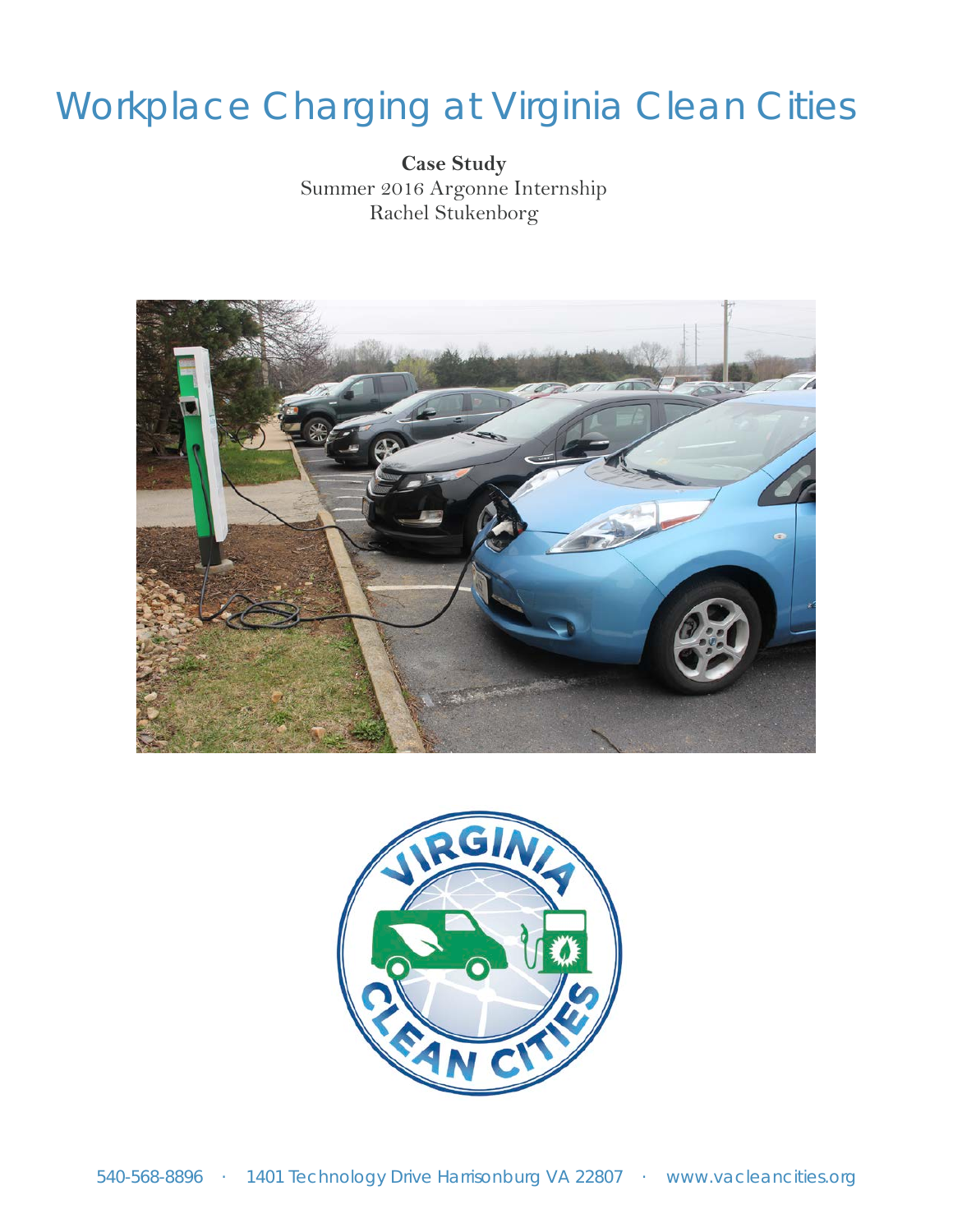# Workplace Charging at Virginia Clean Cities

**Case Study**
Summer 2016 Argonne Internship
Rachel Stukenborg

540-568-8896 · 1401 Technology Drive Harrisonburg VA 22807 · www.vacleancities.org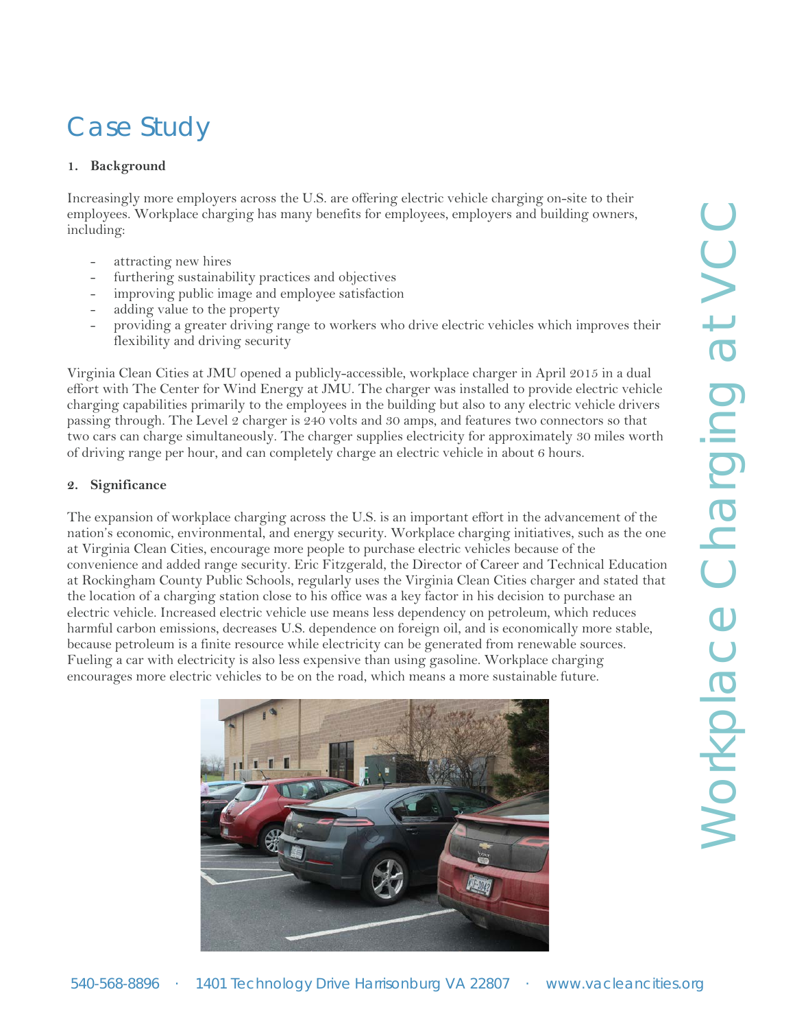# Case Study

## 1. Background

Increasingly more employers across the U.S. are offering electric vehicle charging on-site to their employees. Workplace charging has many benefits for employees, employers and building owners, including:

- attracting new hires
- furthering sustainability practices and objectives
- improving public image and employee satisfaction
- adding value to the property
- providing a greater driving range to workers who drive electric vehicles which improves their flexibility and driving security

Virginia Clean Cities at JMU opened a publicly-accessible, workplace charger in April 2015 in a dual effort with The Center for Wind Energy at JMU. The charger was installed to provide electric vehicle charging capabilities primarily to the employees in the building but also to any electric vehicle drivers passing through. The Level 2 charger is 240 volts and 30 amps, and features two connectors so that two cars can charge simultaneously. The charger supplies electricity for approximately 30 miles worth of driving range per hour, and can completely charge an electric vehicle in about 6 hours.

## 2. Significance

The expansion of workplace charging across the U.S. is an important effort in the advancement of the nation's economic, environmental, and energy security. Workplace charging initiatives, such as the one at Virginia Clean Cities, encourage more people to purchase electric vehicles because of the convenience and added range security. Eric Fitzgerald, the Director of Career and Technical Education at Rockingham County Public Schools, regularly uses the Virginia Clean Cities charger and stated that the location of a charging station close to his office was a key factor in his decision to purchase an electric vehicle. Increased electric vehicle use means less dependency on petroleum, which reduces harmful carbon emissions, decreases U.S. dependence on foreign oil, and is economically more stable, because petroleum is a finite resource while electricity can be generated from renewable sources. Fueling a car with electricity is also less expensive than using gasoline. Workplace charging encourages more electric vehicles to be on the road, which means a more sustainable future.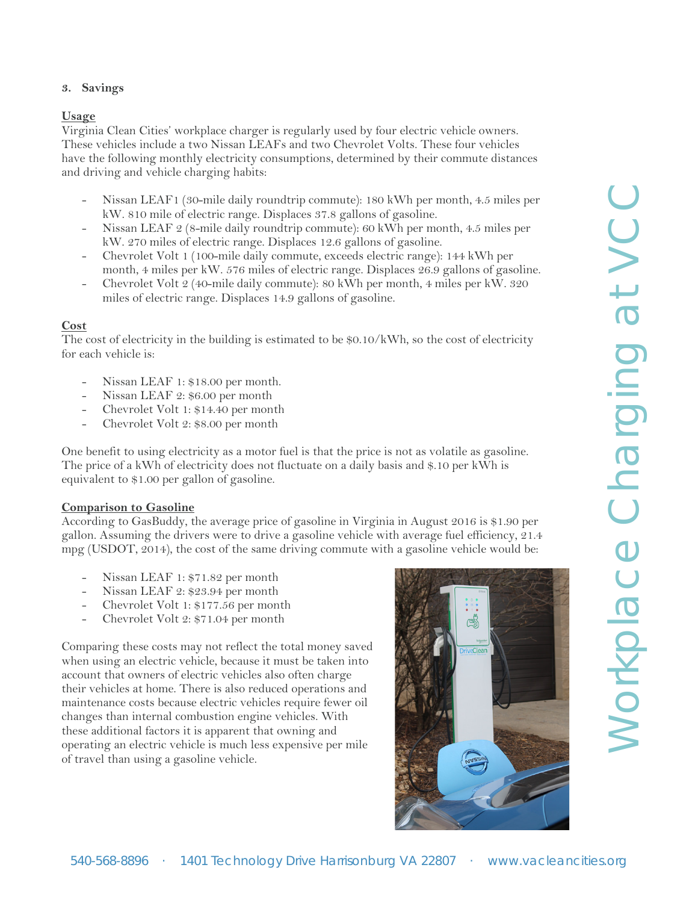### 3. Savings

**Usage**

Virginia Clean Cities' workplace charger is regularly used by four electric vehicle owners. These vehicles include a two Nissan LEAFs and two Chevrolet Volts. These four vehicles have the following monthly electricity consumptions, determined by their commute distances and driving and vehicle charging habits:

- Nissan LEAF1 (30-mile daily roundtrip commute): 180 kWh per month, 4.5 miles per kW. 810 mile of electric range. Displaces 37.8 gallons of gasoline.
- Nissan LEAF 2 (8-mile daily roundtrip commute): 60 kWh per month, 4.5 miles per kW. 270 miles of electric range. Displaces 12.6 gallons of gasoline.
- Chevrolet Volt 1 (100-mile daily commute, exceeds electric range): 144 kWh per month, 4 miles per kW. 576 miles of electric range. Displaces 26.9 gallons of gasoline.
- Chevrolet Volt 2 (40-mile daily commute): 80 kWh per month, 4 miles per kW. 320 miles of electric range. Displaces 14.9 gallons of gasoline.

**Cost**

The cost of electricity in the building is estimated to be $0.10/kWh, so the cost of electricity for each vehicle is:

- Nissan LEAF 1: $18.00 per month.
- Nissan LEAF 2: $6.00 per month
- Chevrolet Volt 1: $14.40 per month
- Chevrolet Volt 2: $8.00 per month

One benefit to using electricity as a motor fuel is that the price is not as volatile as gasoline. The price of a kWh of electricity does not fluctuate on a daily basis and $.10 per kWh is equivalent to $1.00 per gallon of gasoline.

**Comparison to Gasoline**

According to GasBuddy, the average price of gasoline in Virginia in August 2016 is $1.90 per gallon. Assuming the drivers were to drive a gasoline vehicle with average fuel efficiency, 21.4 mpg (USDOT, 2014), the cost of the same driving commute with a gasoline vehicle would be:

- Nissan LEAF 1: $71.82 per month
- Nissan LEAF 2: $23.94 per month
- Chevrolet Volt 1: $177.56 per month
- Chevrolet Volt 2: $71.04 per month

Comparing these costs may not reflect the total money saved when using an electric vehicle, because it must be taken into account that owners of electric vehicles also often charge their vehicles at home. There is also reduced operations and maintenance costs because electric vehicles require fewer oil changes than internal combustion engine vehicles. With these additional factors it is apparent that owning and operating an electric vehicle is much less expensive per mile of travel than using a gasoline vehicle.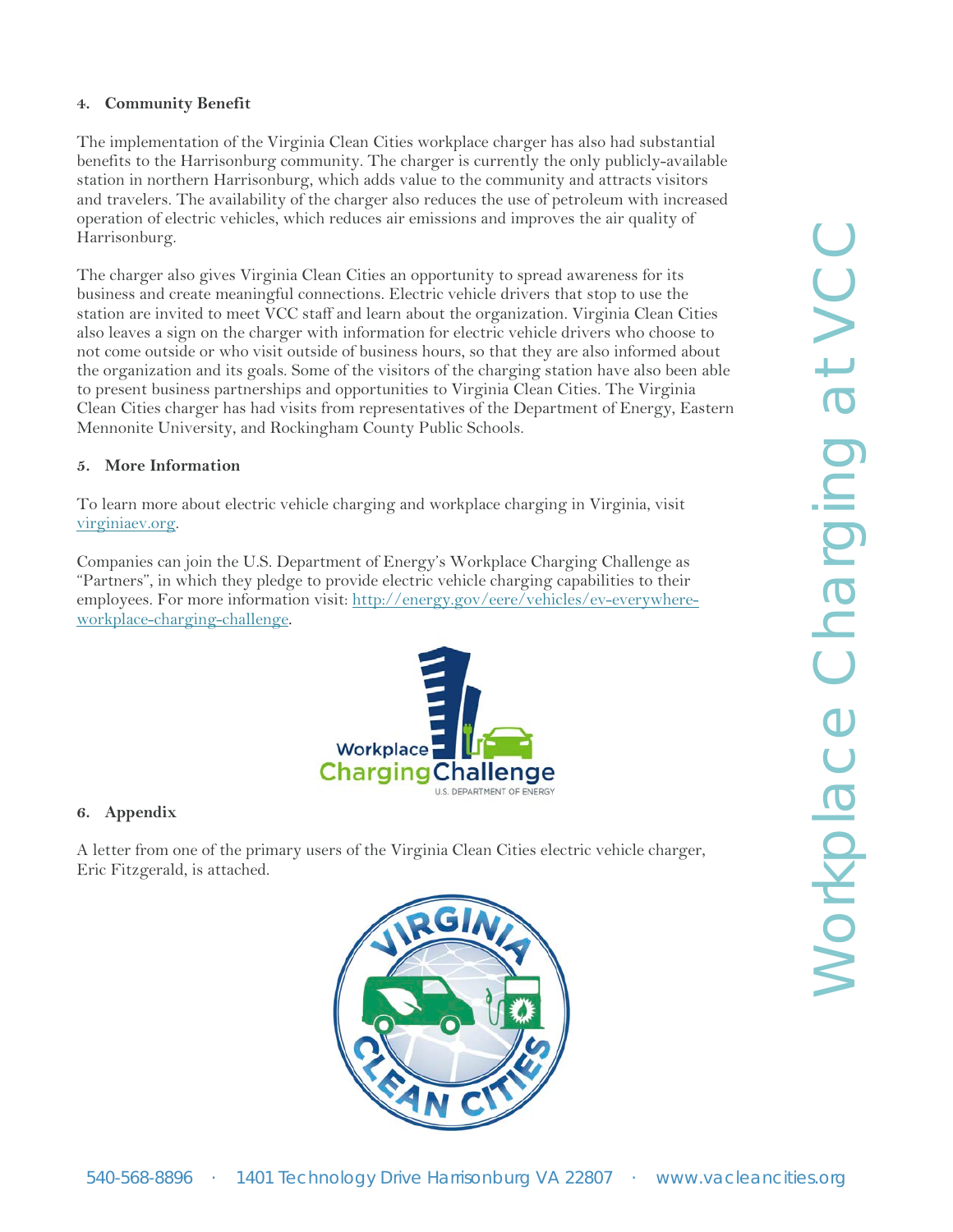## 4. Community Benefit

The implementation of the Virginia Clean Cities workplace charger has also had substantial benefits to the Harrisonburg community. The charger is currently the only publicly-available station in northern Harrisonburg, which adds value to the community and attracts visitors and travelers. The availability of the charger also reduces the use of petroleum with increased operation of electric vehicles, which reduces air emissions and improves the air quality of Harrisonburg.

The charger also gives Virginia Clean Cities an opportunity to spread awareness for its business and create meaningful connections. Electric vehicle drivers that stop to use the station are invited to meet VCC staff and learn about the organization. Virginia Clean Cities also leaves a sign on the charger with information for electric vehicle drivers who choose to not come outside or who visit outside of business hours, so that they are also informed about the organization and its goals. Some of the visitors of the charging station have also been able to present business partnerships and opportunities to Virginia Clean Cities. The Virginia Clean Cities charger has had visits from representatives of the Department of Energy, Eastern Mennonite University, and Rockingham County Public Schools.

## 5. More Information

To learn more about electric vehicle charging and workplace charging in Virginia, visit [virginiaev.org](virginiaev.org).

Companies can join the U.S. Department of Energy's Workplace Charging Challenge as "Partners", in which they pledge to provide electric vehicle charging capabilities to their employees. For more information visit: [http://energy.gov/eere/vehicles/ev-everywhere-workplace-charging-challenge](http://energy.gov/eere/vehicles/ev-everywhere-workplace-charging-challenge).

## 6. Appendix

A letter from one of the primary users of the Virginia Clean Cities electric vehicle charger, Eric Fitzgerald, is attached.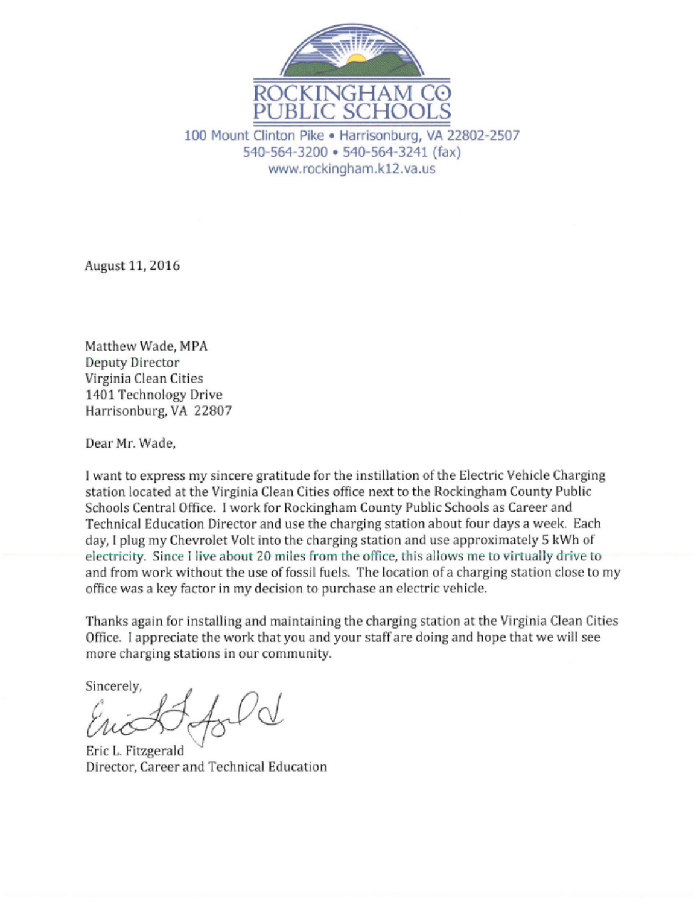ROCKINGHAM CO
PUBLIC SCHOOLS

100 Mount Clinton Pike • Harrisonburg, VA 22802-2507
540-564-3200 • 540-564-3241 (fax)
www.rockingham.k12.va.us

August 11, 2016

Matthew Wade, MPA
Deputy Director
Virginia Clean Cities
1401 Technology Drive
Harrisonburg, VA 22807

Dear Mr. Wade,

I want to express my sincere gratitude for the instillation of the Electric Vehicle Charging station located at the Virginia Clean Cities office next to the Rockingham County Public Schools Central Office. I work for Rockingham County Public Schools as Career and Technical Education Director and use the charging station about four days a week. Each day, I plug my Chevrolet Volt into the charging station and use approximately 5 kWh of electricity. Since I live about 20 miles from the office, this allows me to virtually drive to and from work without the use of fossil fuels. The location of a charging station close to my office was a key factor in my decision to purchase an electric vehicle.

Thanks again for installing and maintaining the charging station at the Virginia Clean Cities Office. I appreciate the work that you and your staff are doing and hope that we will see more charging stations in our community.

Sincerely,

Eric L. Fitzgerald
Director, Career and Technical Education